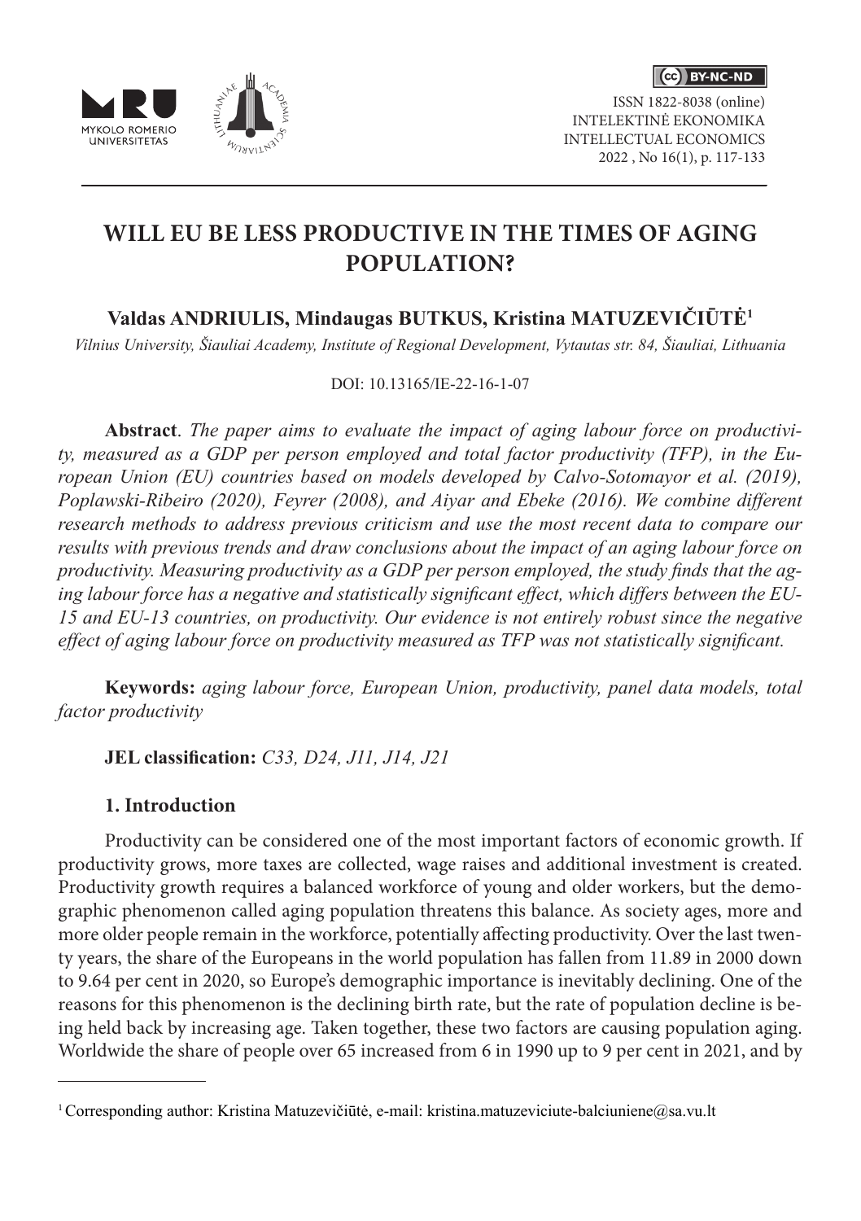# WILL EU BE LESS PRODUCTIVE IN THE TIMES OF AGING POPULATION?

**Valdas ANDRIULIS, Mindaugas BUTKUS, Kristina MATUZEVIČIŪTĖ**[1]

*Vilnius University, Šiauliai Academy, Institute of Regional Development, Vytautas str. 84, Šiauliai, Lithuania*

DOI: 10.13165/IE-22-16-1-07

**Abstract**. *The paper aims to evaluate the impact of aging labour force on productivity, measured as a GDP per person employed and total factor productivity (TFP), in the European Union (EU) countries based on models developed by Calvo-Sotomayor et al. (2019), Poplawski-Ribeiro (2020), Feyrer (2008), and Aiyar and Ebeke (2016). We combine different research methods to address previous criticism and use the most recent data to compare our results with previous trends and draw conclusions about the impact of an aging labour force on productivity. Measuring productivity as a GDP per person employed, the study finds that the aging labour force has a negative and statistically significant effect, which differs between the EU-15 and EU-13 countries, on productivity. Our evidence is not entirely robust since the negative effect of aging labour force on productivity measured as TFP was not statistically significant.*

**Keywords:** *aging labour force, European Union, productivity, panel data models, total factor productivity*

**JEL classification:** *C33, D24, J11, J14, J21*

## 1. Introduction

Productivity can be considered one of the most important factors of economic growth. If productivity grows, more taxes are collected, wage raises and additional investment is created. Productivity growth requires a balanced workforce of young and older workers, but the demographic phenomenon called aging population threatens this balance. As society ages, more and more older people remain in the workforce, potentially affecting productivity. Over the last twenty years, the share of the Europeans in the world population has fallen from 11.89 in 2000 down to 9.64 per cent in 2020, so Europe's demographic importance is inevitably declining. One of the reasons for this phenomenon is the declining birth rate, but the rate of population decline is being held back by increasing age. Taken together, these two factors are causing population aging. Worldwide the share of people over 65 increased from 6 in 1990 up to 9 per cent in 2021, and by

[1] Corresponding author: Kristina Matuzevičiūtė, e-mail: kristina.matuzeviciute-balciuniene@sa.vu.lt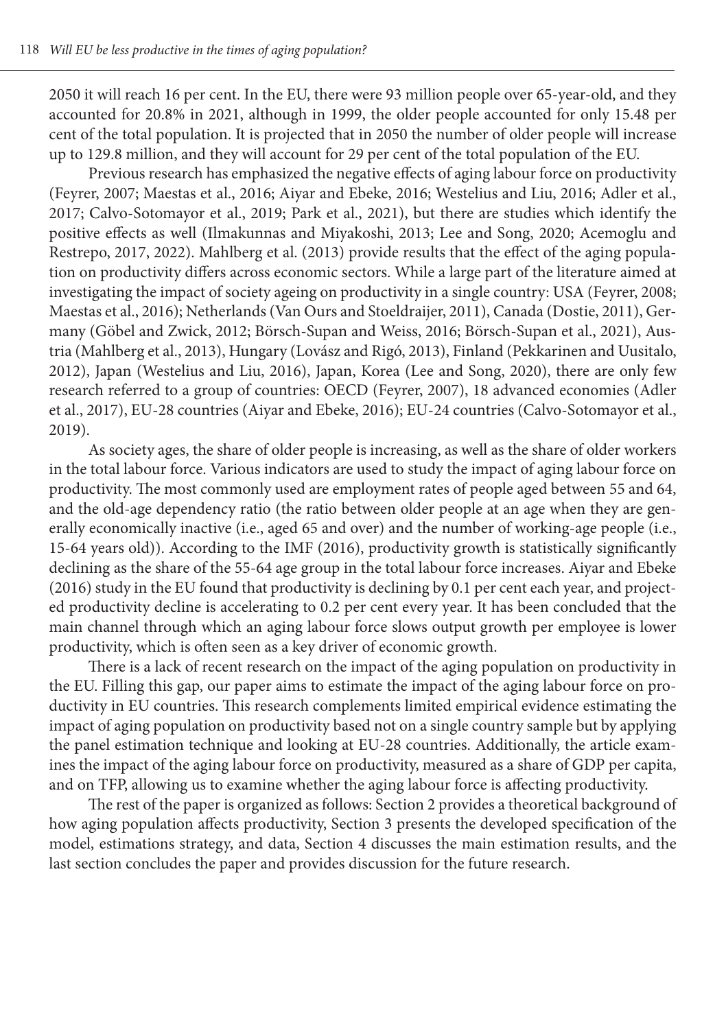2050 it will reach 16 per cent. In the EU, there were 93 million people over 65-year-old, and they accounted for 20.8% in 2021, although in 1999, the older people accounted for only 15.48 per cent of the total population. It is projected that in 2050 the number of older people will increase up to 129.8 million, and they will account for 29 per cent of the total population of the EU.

Previous research has emphasized the negative effects of aging labour force on productivity (Feyrer, 2007; Maestas et al., 2016; Aiyar and Ebeke, 2016; Westelius and Liu, 2016; Adler et al., 2017; Calvo-Sotomayor et al., 2019; Park et al., 2021), but there are studies which identify the positive effects as well (Ilmakunnas and Miyakoshi, 2013; Lee and Song, 2020; Acemoglu and Restrepo, 2017, 2022). Mahlberg et al. (2013) provide results that the effect of the aging population on productivity differs across economic sectors. While a large part of the literature aimed at investigating the impact of society ageing on productivity in a single country: USA (Feyrer, 2008; Maestas et al., 2016); Netherlands (Van Ours and Stoeldraijer, 2011), Canada (Dostie, 2011), Germany (Göbel and Zwick, 2012; Börsch-Supan and Weiss, 2016; Börsch-Supan et al., 2021), Austria (Mahlberg et al., 2013), Hungary (Lovász and Rigó, 2013), Finland (Pekkarinen and Uusitalo, 2012), Japan (Westelius and Liu, 2016), Japan, Korea (Lee and Song, 2020), there are only few research referred to a group of countries: OECD (Feyrer, 2007), 18 advanced economies (Adler et al., 2017), EU-28 countries (Aiyar and Ebeke, 2016); EU-24 countries (Calvo-Sotomayor et al., 2019).

As society ages, the share of older people is increasing, as well as the share of older workers in the total labour force. Various indicators are used to study the impact of aging labour force on productivity. The most commonly used are employment rates of people aged between 55 and 64, and the old-age dependency ratio (the ratio between older people at an age when they are generally economically inactive (i.e., aged 65 and over) and the number of working-age people (i.e., 15-64 years old)). According to the IMF (2016), productivity growth is statistically significantly declining as the share of the 55-64 age group in the total labour force increases. Aiyar and Ebeke (2016) study in the EU found that productivity is declining by 0.1 per cent each year, and projected productivity decline is accelerating to 0.2 per cent every year. It has been concluded that the main channel through which an aging labour force slows output growth per employee is lower productivity, which is often seen as a key driver of economic growth.

There is a lack of recent research on the impact of the aging population on productivity in the EU. Filling this gap, our paper aims to estimate the impact of the aging labour force on productivity in EU countries. This research complements limited empirical evidence estimating the impact of aging population on productivity based not on a single country sample but by applying the panel estimation technique and looking at EU-28 countries. Additionally, the article examines the impact of the aging labour force on productivity, measured as a share of GDP per capita, and on TFP, allowing us to examine whether the aging labour force is affecting productivity.

The rest of the paper is organized as follows: Section 2 provides a theoretical background of how aging population affects productivity, Section 3 presents the developed specification of the model, estimations strategy, and data, Section 4 discusses the main estimation results, and the last section concludes the paper and provides discussion for the future research.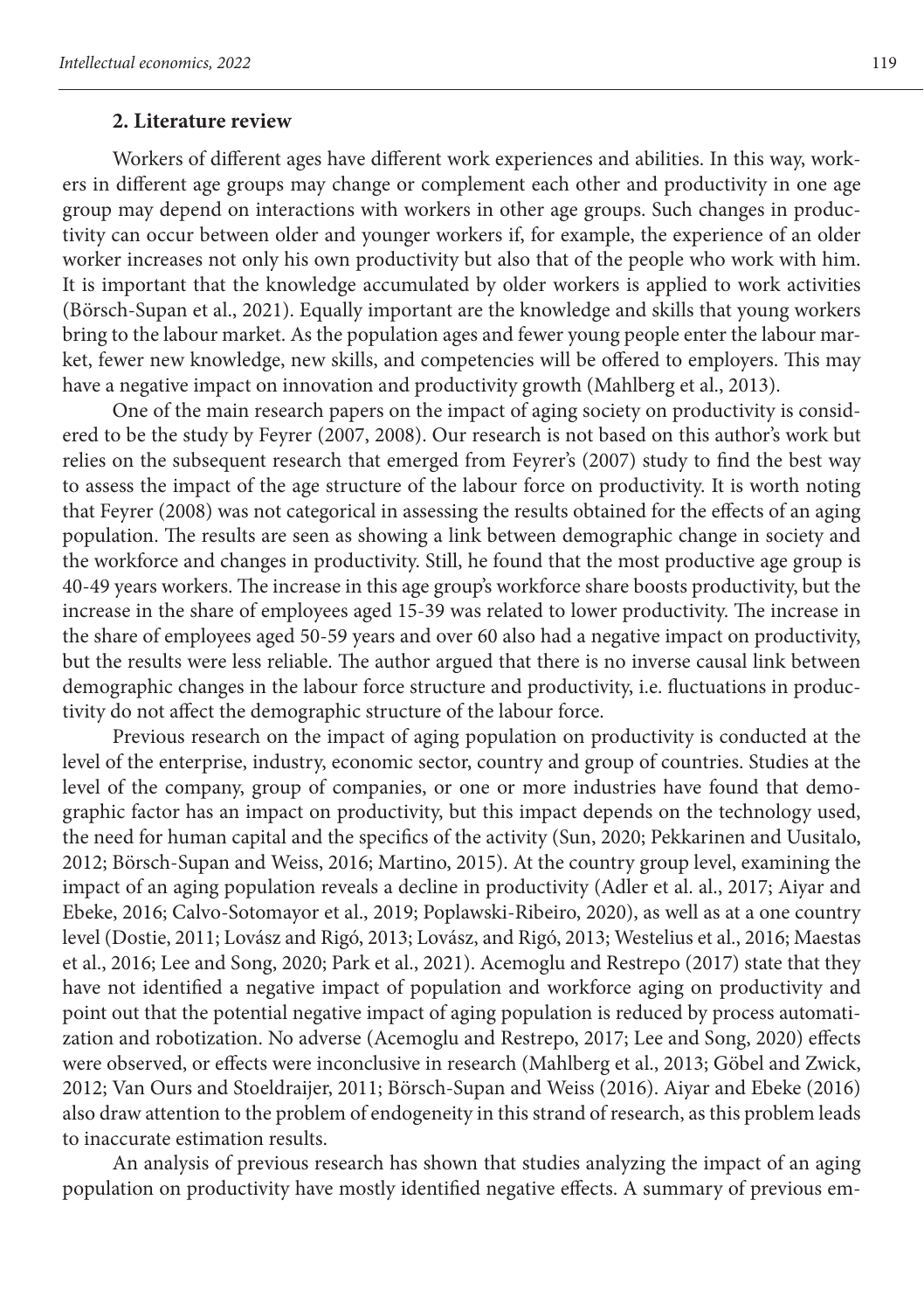## 2. Literature review

Workers of different ages have different work experiences and abilities. In this way, workers in different age groups may change or complement each other and productivity in one age group may depend on interactions with workers in other age groups. Such changes in productivity can occur between older and younger workers if, for example, the experience of an older worker increases not only his own productivity but also that of the people who work with him. It is important that the knowledge accumulated by older workers is applied to work activities (Börsch-Supan et al., 2021). Equally important are the knowledge and skills that young workers bring to the labour market. As the population ages and fewer young people enter the labour market, fewer new knowledge, new skills, and competencies will be offered to employers. This may have a negative impact on innovation and productivity growth (Mahlberg et al., 2013).

One of the main research papers on the impact of aging society on productivity is considered to be the study by Feyrer (2007, 2008). Our research is not based on this author's work but relies on the subsequent research that emerged from Feyrer's (2007) study to find the best way to assess the impact of the age structure of the labour force on productivity. It is worth noting that Feyrer (2008) was not categorical in assessing the results obtained for the effects of an aging population. The results are seen as showing a link between demographic change in society and the workforce and changes in productivity. Still, he found that the most productive age group is 40-49 years workers. The increase in this age group's workforce share boosts productivity, but the increase in the share of employees aged 15-39 was related to lower productivity. The increase in the share of employees aged 50-59 years and over 60 also had a negative impact on productivity, but the results were less reliable. The author argued that there is no inverse causal link between demographic changes in the labour force structure and productivity, i.e. fluctuations in productivity do not affect the demographic structure of the labour force.

Previous research on the impact of aging population on productivity is conducted at the level of the enterprise, industry, economic sector, country and group of countries. Studies at the level of the company, group of companies, or one or more industries have found that demographic factor has an impact on productivity, but this impact depends on the technology used, the need for human capital and the specifics of the activity (Sun, 2020; Pekkarinen and Uusitalo, 2012; Börsch-Supan and Weiss, 2016; Martino, 2015). At the country group level, examining the impact of an aging population reveals a decline in productivity (Adler et al. al., 2017; Aiyar and Ebeke, 2016; Calvo-Sotomayor et al., 2019; Poplawski-Ribeiro, 2020), as well as at a one country level (Dostie, 2011; Lovász and Rigó, 2013; Lovász, and Rigó, 2013; Westelius et al., 2016; Maestas et al., 2016; Lee and Song, 2020; Park et al., 2021). Acemoglu and Restrepo (2017) state that they have not identified a negative impact of population and workforce aging on productivity and point out that the potential negative impact of aging population is reduced by process automatization and robotization. No adverse (Acemoglu and Restrepo, 2017; Lee and Song, 2020) effects were observed, or effects were inconclusive in research (Mahlberg et al., 2013; Göbel and Zwick, 2012; Van Ours and Stoeldraijer, 2011; Börsch-Supan and Weiss (2016). Aiyar and Ebeke (2016) also draw attention to the problem of endogeneity in this strand of research, as this problem leads to inaccurate estimation results.

An analysis of previous research has shown that studies analyzing the impact of an aging population on productivity have mostly identified negative effects. A summary of previous em-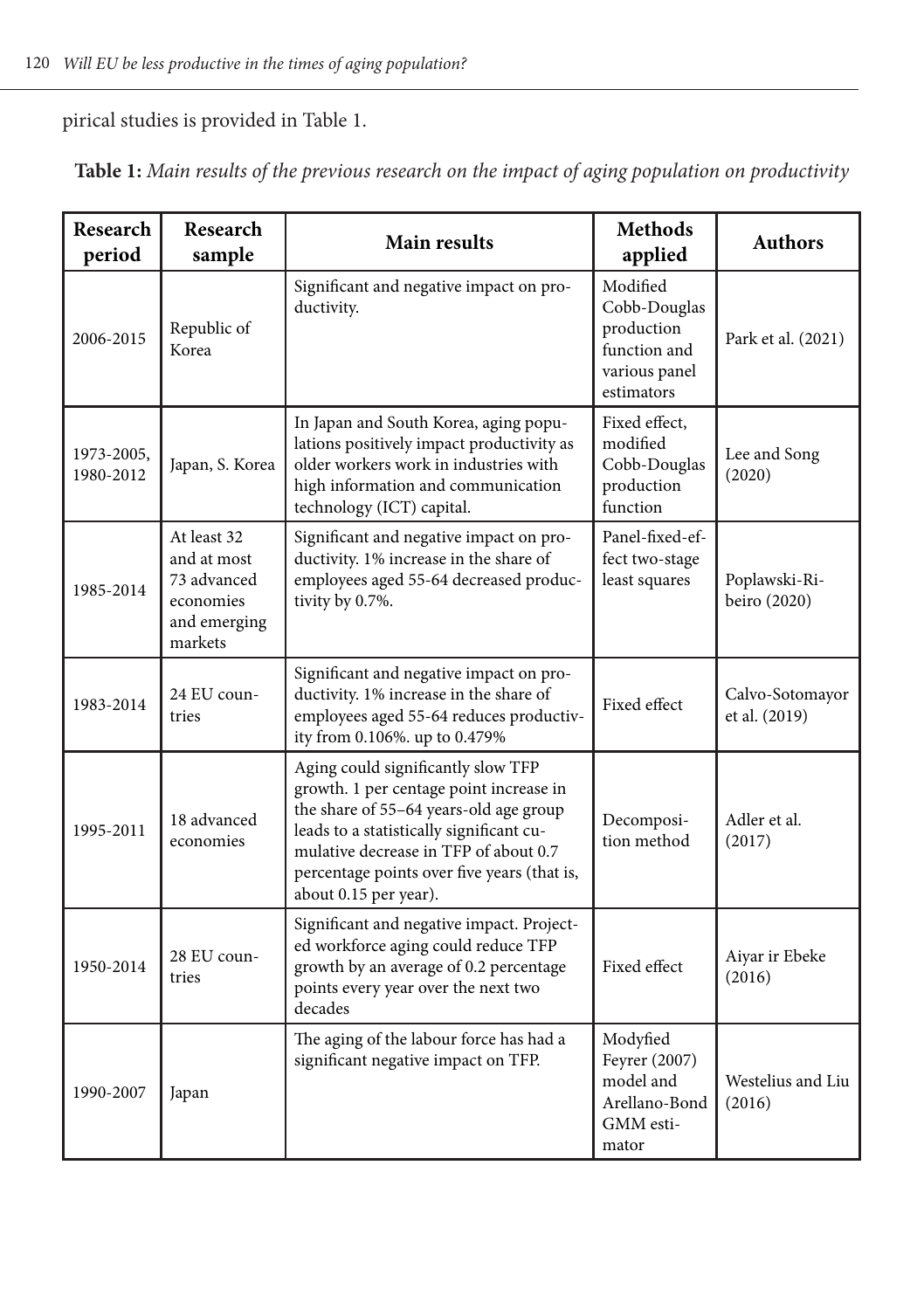pirical studies is provided in Table 1.

**Table 1:** *Main results of the previous research on the impact of aging population on productivity*

| Research period | Research sample | Main results | Methods applied | Authors |
|---|---|---|---|---|
| 2006-2015 | Republic of Korea | Significant and negative impact on productivity. | Modified Cobb-Douglas production function and various panel estimators | Park et al. (2021) |
| 1973-2005, 1980-2012 | Japan, S. Korea | In Japan and South Korea, aging populations positively impact productivity as older workers work in industries with high information and communication technology (ICT) capital. | Fixed effect, modified Cobb-Douglas production function | Lee and Song (2020) |
| 1985-2014 | At least 32 and at most 73 advanced economies and emerging markets | Significant and negative impact on productivity. 1% increase in the share of employees aged 55-64 decreased productivity by 0.7%. | Panel-fixed-effect two-stage least squares | Poplawski-Ribeiro (2020) |
| 1983-2014 | 24 EU countries | Significant and negative impact on productivity. 1% increase in the share of employees aged 55-64 reduces productivity from 0.106%. up to 0.479% | Fixed effect | Calvo-Sotomayor et al. (2019) |
| 1995-2011 | 18 advanced economies | Aging could significantly slow TFP growth. 1 per centage point increase in the share of 55–64 years-old age group leads to a statistically significant cumulative decrease in TFP of about 0.7 percentage points over five years (that is, about 0.15 per year). | Decomposition method | Adler et al. (2017) |
| 1950-2014 | 28 EU countries | Significant and negative impact. Projected workforce aging could reduce TFP growth by an average of 0.2 percentage points every year over the next two decades | Fixed effect | Aiyar ir Ebeke (2016) |
| 1990-2007 | Japan | The aging of the labour force has had a significant negative impact on TFP. | Modyfied Feyrer (2007) model and Arellano-Bond GMM estimator | Westelius and Liu (2016) |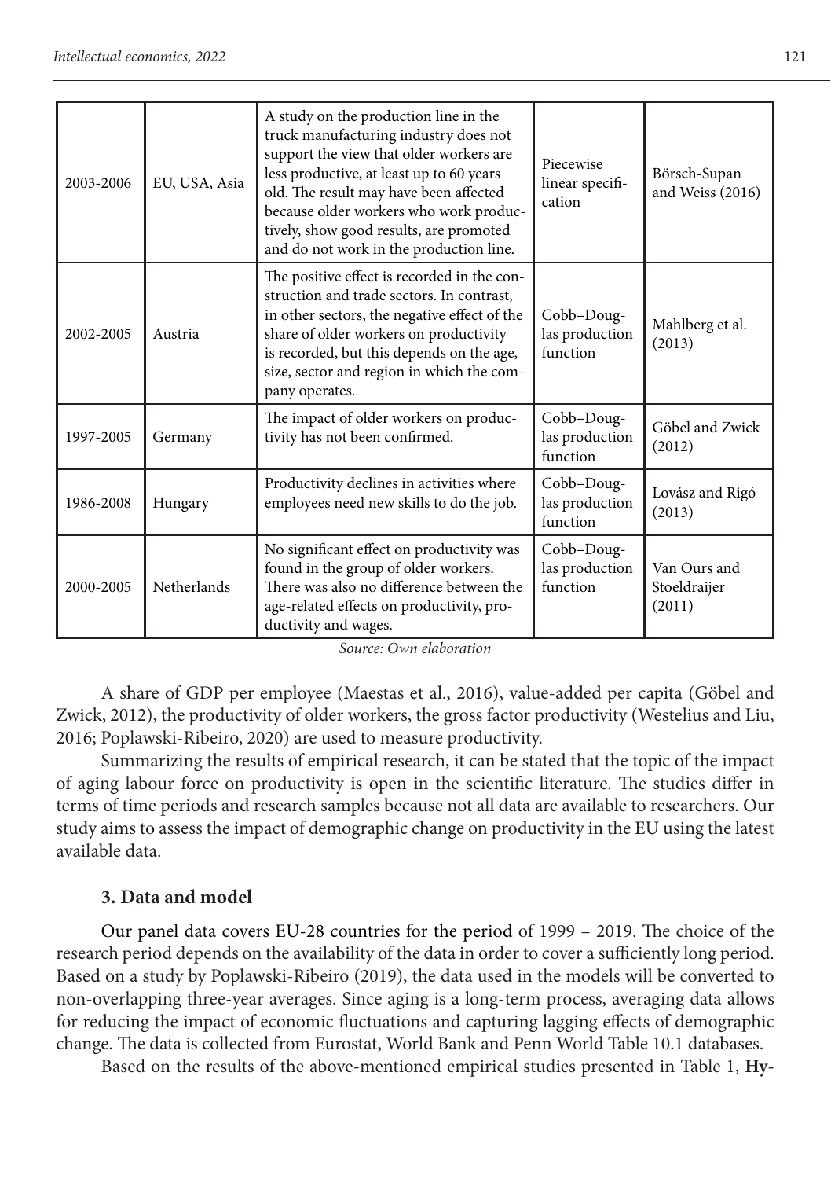| | | | | |
|---|---|---|---|---|
| 2003-2006 | EU, USA, Asia | A study on the production line in the truck manufacturing industry does not support the view that older workers are less productive, at least up to 60 years old. The result may have been affected because older workers who work productively, show good results, are promoted and do not work in the production line. | Piecewise linear specification | Börsch-Supan and Weiss (2016) |
| 2002-2005 | Austria | The positive effect is recorded in the construction and trade sectors. In contrast, in other sectors, the negative effect of the share of older workers on productivity is recorded, but this depends on the age, size, sector and region in which the company operates. | Cobb–Douglas production function | Mahlberg et al. (2013) |
| 1997-2005 | Germany | The impact of older workers on productivity has not been confirmed. | Cobb–Douglas production function | Göbel and Zwick (2012) |
| 1986-2008 | Hungary | Productivity declines in activities where employees need new skills to do the job. | Cobb–Douglas production function | Lovász and Rigó (2013) |
| 2000-2005 | Netherlands | No significant effect on productivity was found in the group of older workers. There was also no difference between the age-related effects on productivity, productivity and wages. | Cobb–Douglas production function | Van Ours and Stoeldraijer (2011) |

*Source: Own elaboration*

A share of GDP per employee (Maestas et al., 2016), value-added per capita (Göbel and Zwick, 2012), the productivity of older workers, the gross factor productivity (Westelius and Liu, 2016; Poplawski-Ribeiro, 2020) are used to measure productivity.

Summarizing the results of empirical research, it can be stated that the topic of the impact of aging labour force on productivity is open in the scientific literature. The studies differ in terms of time periods and research samples because not all data are available to researchers. Our study aims to assess the impact of demographic change on productivity in the EU using the latest available data.

### 3. Data and model

Our panel data covers EU-28 countries for the period of 1999 – 2019. The choice of the research period depends on the availability of the data in order to cover a sufficiently long period. Based on a study by Poplawski-Ribeiro (2019), the data used in the models will be converted to non-overlapping three-year averages. Since aging is a long-term process, averaging data allows for reducing the impact of economic fluctuations and capturing lagging effects of demographic change. The data is collected from Eurostat, World Bank and Penn World Table 10.1 databases.

Based on the results of the above-mentioned empirical studies presented in Table 1, **Hy-**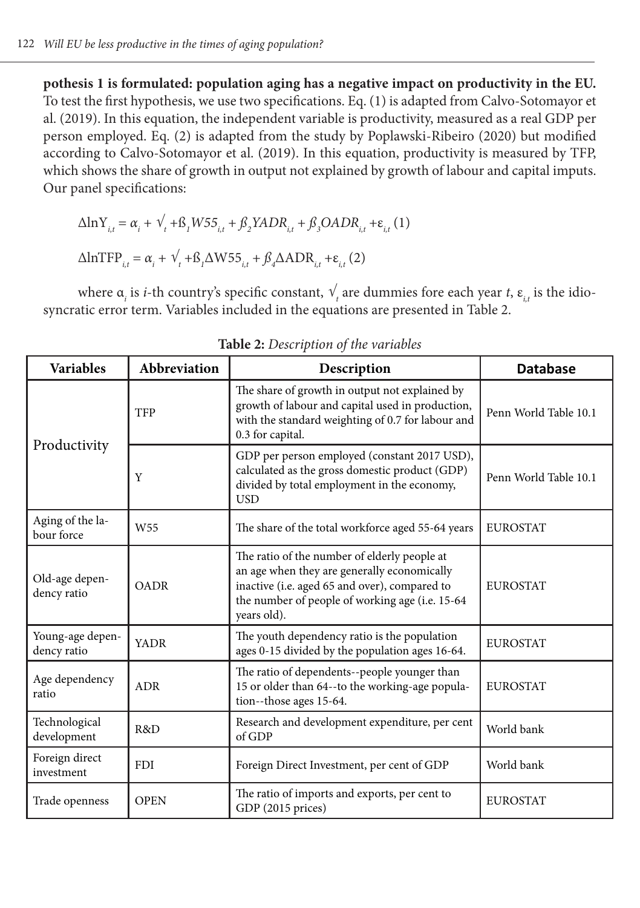**pothesis 1 is formulated: population aging has a negative impact on productivity in the EU.** To test the first hypothesis, we use two specifications. Eq. (1) is adapted from Calvo-Sotomayor et al. (2019). In this equation, the independent variable is productivity, measured as a real GDP per person employed. Eq. (2) is adapted from the study by Poplawski-Ribeiro (2020) but modified according to Calvo-Sotomayor et al. (2019). In this equation, productivity is measured by TFP, which shows the share of growth in output not explained by growth of labour and capital imputs. Our panel specifications:

$$\Delta \ln Y_{i,t} = \alpha_i + \surd_t + ß_1 W55_{i,t} + ß_2 YADR_{i,t} + ß_3 OADR_{i,t} + \varepsilon_{i,t} \quad (1)$$

$$\Delta \ln TFP_{i,t} = \alpha_i + \surd_t + ß_1 \Delta W55_{i,t} + ß_4 \Delta ADR_{i,t} + \varepsilon_{i,t} \quad (2)$$

where $\alpha_i$ is $i$-th country's specific constant, $\surd_t$ are dummies fore each year $t$, $\varepsilon_{i,t}$ is the idiosyncratic error term. Variables included in the equations are presented in Table 2.

**Table 2:** *Description of the variables*

| Variables | Abbreviation | Description | Database |
|---|---|---|---|
| Productivity | TFP | The share of growth in output not explained by growth of labour and capital used in production, with the standard weighting of 0.7 for labour and 0.3 for capital. | Penn World Table 10.1 |
| | Y | GDP per person employed (constant 2017 USD), calculated as the gross domestic product (GDP) divided by total employment in the economy, USD | Penn World Table 10.1 |
| Aging of the labour force | W55 | The share of the total workforce aged 55-64 years | EUROSTAT |
| Old-age dependency ratio | OADR | The ratio of the number of elderly people at an age when they are generally economically inactive (i.e. aged 65 and over), compared to the number of people of working age (i.e. 15-64 years old). | EUROSTAT |
| Young-age dependency ratio | YADR | The youth dependency ratio is the population ages 0-15 divided by the population ages 16-64. | EUROSTAT |
| Age dependency ratio | ADR | The ratio of dependents--people younger than 15 or older than 64--to the working-age population--those ages 15-64. | EUROSTAT |
| Technological development | R&D | Research and development expenditure, per cent of GDP | World bank |
| Foreign direct investment | FDI | Foreign Direct Investment, per cent of GDP | World bank |
| Trade openness | OPEN | The ratio of imports and exports, per cent to GDP (2015 prices) | EUROSTAT |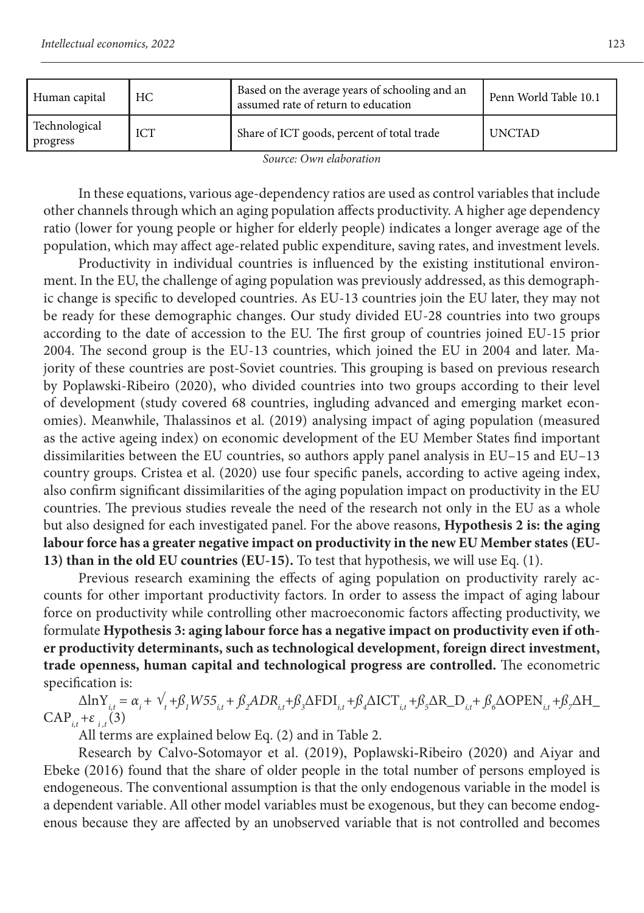| Human capital | HC | Based on the average years of schooling and an assumed rate of return to education | Penn World Table 10.1 |
|---|---|---|---|
| Technological progress | ICT | Share of ICT goods, percent of total trade | UNCTAD |

*Source: Own elaboration*

In these equations, various age-dependency ratios are used as control variables that include other channels through which an aging population affects productivity. A higher age dependency ratio (lower for young people or higher for elderly people) indicates a longer average age of the population, which may affect age-related public expenditure, saving rates, and investment levels.

Productivity in individual countries is influenced by the existing institutional environment. In the EU, the challenge of aging population was previously addressed, as this demographic change is specific to developed countries. As EU-13 countries join the EU later, they may not be ready for these demographic changes. Our study divided EU-28 countries into two groups according to the date of accession to the EU. The first group of countries joined EU-15 prior 2004. The second group is the EU-13 countries, which joined the EU in 2004 and later. Majority of these countries are post-Soviet countries. This grouping is based on previous research by Poplawski-Ribeiro (2020), who divided countries into two groups according to their level of development (study covered 68 countries, ingluding advanced and emerging market economies). Meanwhile, Thalassinos et al. (2019) analysing impact of aging population (measured as the active ageing index) on economic development of the EU Member States find important dissimilarities between the EU countries, so authors apply panel analysis in EU–15 and EU–13 country groups. Cristea et al. (2020) use four specific panels, according to active ageing index, also confirm significant dissimilarities of the aging population impact on productivity in the EU countries. The previous studies reveale the need of the research not only in the EU as a whole but also designed for each investigated panel. For the above reasons, **Hypothesis 2 is: the aging labour force has a greater negative impact on productivity in the new EU Member states (EU-13) than in the old EU countries (EU-15).** To test that hypothesis, we will use Eq. (1).

Previous research examining the effects of aging population on productivity rarely accounts for other important productivity factors. In order to assess the impact of aging labour force on productivity while controlling other macroeconomic factors affecting productivity, we formulate **Hypothesis 3: aging labour force has a negative impact on productivity even if other productivity determinants, such as technological development, foreign direct investment, trade openness, human capital and technological progress are controlled.** The econometric specification is:

$$\Delta \ln Y_{i,t} = \alpha_i + \surd_t + \beta_1 W55_{i,t} + \beta_2 ADR_{i,t} + \beta_3 \Delta FDI_{i,t} + \beta_4 \Delta ICT_{i,t} + \beta_5 \Delta R\_D_{i,t} + \beta_6 \Delta OPEN_{i,t} + \beta_7 \Delta H\_CAP_{i,t} + \varepsilon_{i,t} \quad (3)$$

All terms are explained below Eq. (2) and in Table 2.

Research by Calvo-Sotomayor et al. (2019), Poplawski-Ribeiro (2020) and Aiyar and Ebeke (2016) found that the share of older people in the total number of persons employed is endogeneous. The conventional assumption is that the only endogenous variable in the model is a dependent variable. All other model variables must be exogenous, but they can become endogenous because they are affected by an unobserved variable that is not controlled and becomes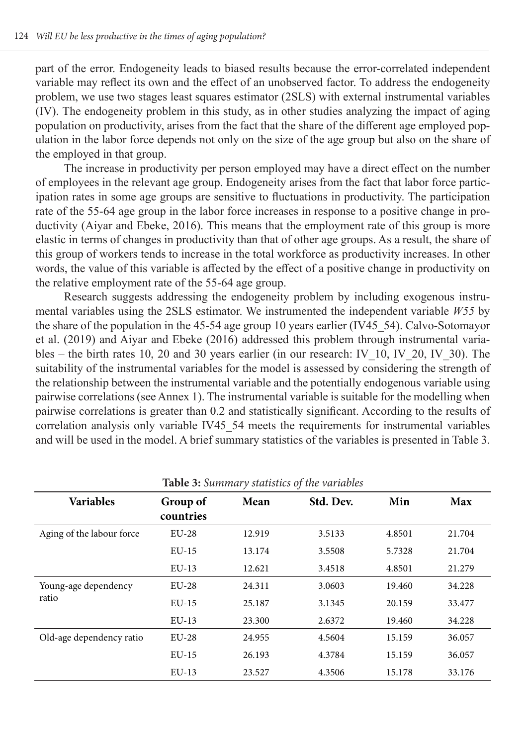part of the error. Endogeneity leads to biased results because the error-correlated independent variable may reflect its own and the effect of an unobserved factor. To address the endogeneity problem, we use two stages least squares estimator (2SLS) with external instrumental variables (IV). The endogeneity problem in this study, as in other studies analyzing the impact of aging population on productivity, arises from the fact that the share of the different age employed population in the labor force depends not only on the size of the age group but also on the share of the employed in that group.

The increase in productivity per person employed may have a direct effect on the number of employees in the relevant age group. Endogeneity arises from the fact that labor force participation rates in some age groups are sensitive to fluctuations in productivity. The participation rate of the 55-64 age group in the labor force increases in response to a positive change in productivity (Aiyar and Ebeke, 2016). This means that the employment rate of this group is more elastic in terms of changes in productivity than that of other age groups. As a result, the share of this group of workers tends to increase in the total workforce as productivity increases. In other words, the value of this variable is affected by the effect of a positive change in productivity on the relative employment rate of the 55-64 age group.

Research suggests addressing the endogeneity problem by including exogenous instrumental variables using the 2SLS estimator. We instrumented the independent variable *W55* by the share of the population in the 45-54 age group 10 years earlier (IV45_54). Calvo-Sotomayor et al. (2019) and Aiyar and Ebeke (2016) addressed this problem through instrumental variables – the birth rates 10, 20 and 30 years earlier (in our research: IV_10, IV_20, IV_30). The suitability of the instrumental variables for the model is assessed by considering the strength of the relationship between the instrumental variable and the potentially endogenous variable using pairwise correlations (see Annex 1). The instrumental variable is suitable for the modelling when pairwise correlations is greater than 0.2 and statistically significant. According to the results of correlation analysis only variable IV45_54 meets the requirements for instrumental variables and will be used in the model. A brief summary statistics of the variables is presented in Table 3.

**Table 3:** *Summary statistics of the variables*

| Variables | Group of countries | Mean | Std. Dev. | Min | Max |
|---|---|---|---|---|---|
| Aging of the labour force | EU-28 | 12.919 | 3.5133 | 4.8501 | 21.704 |
| | EU-15 | 13.174 | 3.5508 | 5.7328 | 21.704 |
| | EU-13 | 12.621 | 3.4518 | 4.8501 | 21.279 |
| Young-age dependency ratio | EU-28 | 24.311 | 3.0603 | 19.460 | 34.228 |
| | EU-15 | 25.187 | 3.1345 | 20.159 | 33.477 |
| | EU-13 | 23.300 | 2.6372 | 19.460 | 34.228 |
| Old-age dependency ratio | EU-28 | 24.955 | 4.5604 | 15.159 | 36.057 |
| | EU-15 | 26.193 | 4.3784 | 15.159 | 36.057 |
| | EU-13 | 23.527 | 4.3506 | 15.178 | 33.176 |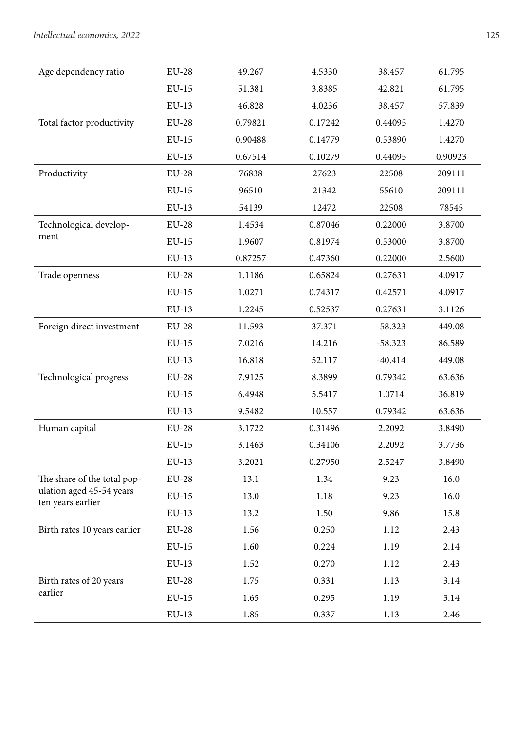| Age dependency ratio | EU-28 | 49.267 | 4.5330 | 38.457 | 61.795 |
|---|---|---|---|---|---|
| | EU-15 | 51.381 | 3.8385 | 42.821 | 61.795 |
| | EU-13 | 46.828 | 4.0236 | 38.457 | 57.839 |
| Total factor productivity | EU-28 | 0.79821 | 0.17242 | 0.44095 | 1.4270 |
| | EU-15 | 0.90488 | 0.14779 | 0.53890 | 1.4270 |
| | EU-13 | 0.67514 | 0.10279 | 0.44095 | 0.90923 |
| Productivity | EU-28 | 76838 | 27623 | 22508 | 209111 |
| | EU-15 | 96510 | 21342 | 55610 | 209111 |
| | EU-13 | 54139 | 12472 | 22508 | 78545 |
| Technological development | EU-28 | 1.4534 | 0.87046 | 0.22000 | 3.8700 |
| | EU-15 | 1.9607 | 0.81974 | 0.53000 | 3.8700 |
| | EU-13 | 0.87257 | 0.47360 | 0.22000 | 2.5600 |
| Trade openness | EU-28 | 1.1186 | 0.65824 | 0.27631 | 4.0917 |
| | EU-15 | 1.0271 | 0.74317 | 0.42571 | 4.0917 |
| | EU-13 | 1.2245 | 0.52537 | 0.27631 | 3.1126 |
| Foreign direct investment | EU-28 | 11.593 | 37.371 | -58.323 | 449.08 |
| | EU-15 | 7.0216 | 14.216 | -58.323 | 86.589 |
| | EU-13 | 16.818 | 52.117 | -40.414 | 449.08 |
| Technological progress | EU-28 | 7.9125 | 8.3899 | 0.79342 | 63.636 |
| | EU-15 | 6.4948 | 5.5417 | 1.0714 | 36.819 |
| | EU-13 | 9.5482 | 10.557 | 0.79342 | 63.636 |
| Human capital | EU-28 | 3.1722 | 0.31496 | 2.2092 | 3.8490 |
| | EU-15 | 3.1463 | 0.34106 | 2.2092 | 3.7736 |
| | EU-13 | 3.2021 | 0.27950 | 2.5247 | 3.8490 |
| The share of the total population aged 45-54 years ten years earlier | EU-28 | 13.1 | 1.34 | 9.23 | 16.0 |
| | EU-15 | 13.0 | 1.18 | 9.23 | 16.0 |
| | EU-13 | 13.2 | 1.50 | 9.86 | 15.8 |
| Birth rates 10 years earlier | EU-28 | 1.56 | 0.250 | 1.12 | 2.43 |
| | EU-15 | 1.60 | 0.224 | 1.19 | 2.14 |
| | EU-13 | 1.52 | 0.270 | 1.12 | 2.43 |
| Birth rates of 20 years earlier | EU-28 | 1.75 | 0.331 | 1.13 | 3.14 |
| | EU-15 | 1.65 | 0.295 | 1.19 | 3.14 |
| | EU-13 | 1.85 | 0.337 | 1.13 | 2.46 |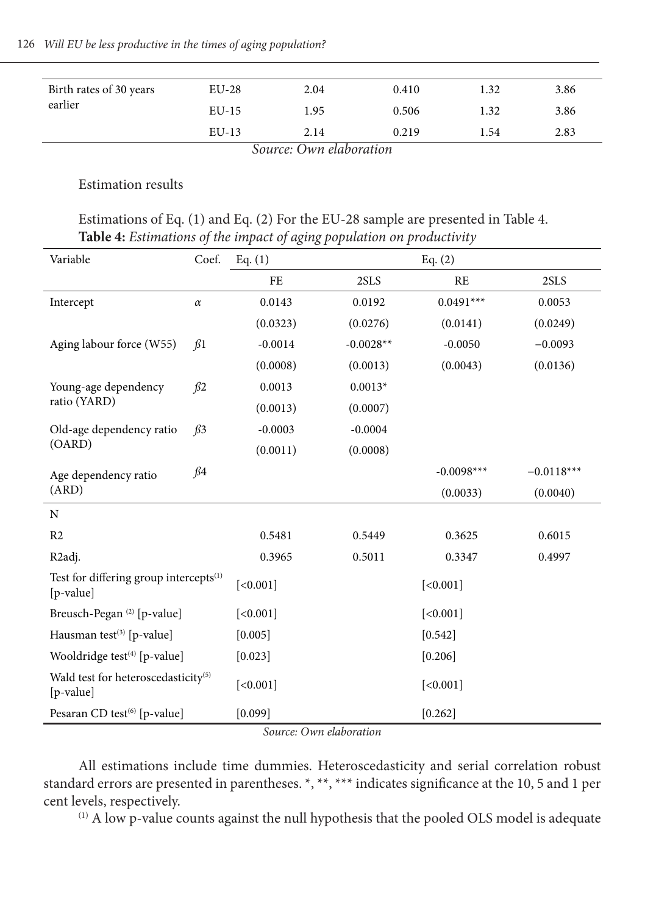| Birth rates of 30 years earlier | EU-28 | 2.04 | 0.410 | 1.32 | 3.86 |
|---|---|---|---|---|---|
| | EU-15 | 1.95 | 0.506 | 1.32 | 3.86 |
| | EU-13 | 2.14 | 0.219 | 1.54 | 2.83 |

*Source: Own elaboration*

Estimation results

Estimations of Eq. (1) and Eq. (2) For the EU-28 sample are presented in Table 4.

**Table 4:** *Estimations of the impact of aging population on productivity*

| Variable | Coef. | Eq. (1) | | Eq. (2) | |
|---|---|---|---|---|---|
| | | FE | 2SLS | RE | 2SLS |
| Intercept | $\alpha$ | 0.0143 | 0.0192 | 0.0491*** | 0.0053 |
| | | (0.0323) | (0.0276) | (0.0141) | (0.0249) |
| Aging labour force (W55) | $\beta 1$ | -0.0014 | -0.0028** | -0.0050 | −0.0093 |
| | | (0.0008) | (0.0013) | (0.0043) | (0.0136) |
| Young-age dependency ratio (YARD) | $\beta 2$ | 0.0013 | 0.0013* | | |
| | | (0.0013) | (0.0007) | | |
| Old-age dependency ratio (OARD) | $\beta 3$ | -0.0003 | -0.0004 | | |
| | | (0.0011) | (0.0008) | | |
| Age dependency ratio (ARD) | $\beta 4$ | | | -0.0098*** | −0.0118*** |
| | | | | (0.0033) | (0.0040) |
| N | | | | | |
| R2 | | 0.5481 | 0.5449 | 0.3625 | 0.6015 |
| R2adj. | | 0.3965 | 0.5011 | 0.3347 | 0.4997 |
| Test for differing group intercepts(1) [p-value] | | [<0.001] | | [<0.001] | |
| Breusch-Pegan (2) [p-value] | | [<0.001] | | [<0.001] | |
| Hausman test(3) [p-value] | | [0.005] | | [0.542] | |
| Wooldridge test(4) [p-value] | | [0.023] | | [0.206] | |
| Wald test for heteroscedasticity(5) [p-value] | | [<0.001] | | [<0.001] | |
| Pesaran CD test(6) [p-value] | | [0.099] | | [0.262] | |

*Source: Own elaboration*

All estimations include time dummies. Heteroscedasticity and serial correlation robust standard errors are presented in parentheses. *, **, *** indicates significance at the 10, 5 and 1 per cent levels, respectively.

(1) A low p-value counts against the null hypothesis that the pooled OLS model is adequate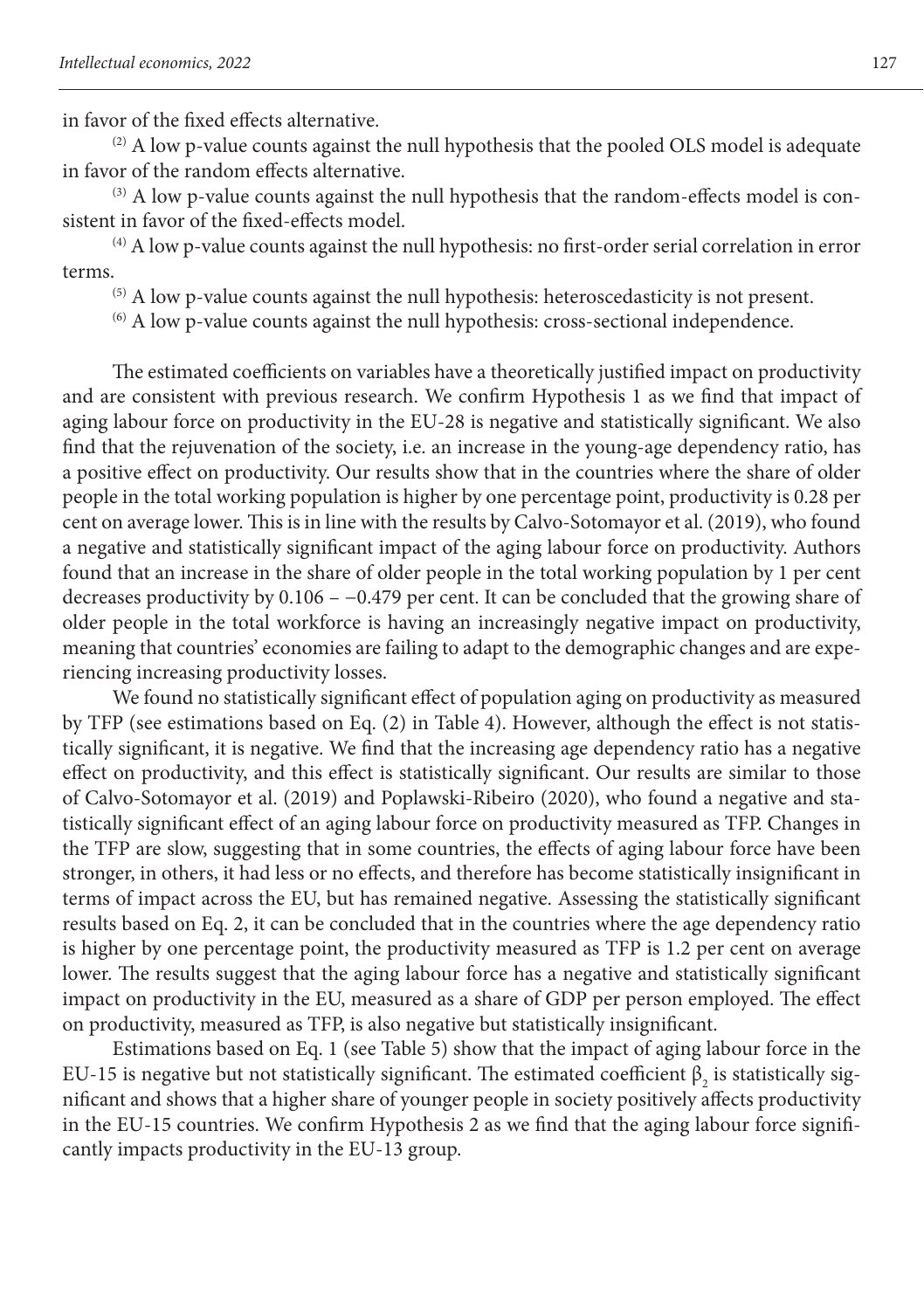in favor of the fixed effects alternative.

(2) A low p-value counts against the null hypothesis that the pooled OLS model is adequate in favor of the random effects alternative.

(3) A low p-value counts against the null hypothesis that the random-effects model is consistent in favor of the fixed-effects model.

(4) A low p-value counts against the null hypothesis: no first-order serial correlation in error terms.

(5) A low p-value counts against the null hypothesis: heteroscedasticity is not present.

(6) A low p-value counts against the null hypothesis: cross-sectional independence.

The estimated coefficients on variables have a theoretically justified impact on productivity and are consistent with previous research. We confirm Hypothesis 1 as we find that impact of aging labour force on productivity in the EU-28 is negative and statistically significant. We also find that the rejuvenation of the society, i.e. an increase in the young-age dependency ratio, has a positive effect on productivity. Our results show that in the countries where the share of older people in the total working population is higher by one percentage point, productivity is 0.28 per cent on average lower. This is in line with the results by Calvo-Sotomayor et al. (2019), who found a negative and statistically significant impact of the aging labour force on productivity. Authors found that an increase in the share of older people in the total working population by 1 per cent decreases productivity by 0.106 – −0.479 per cent. It can be concluded that the growing share of older people in the total workforce is having an increasingly negative impact on productivity, meaning that countries' economies are failing to adapt to the demographic changes and are experiencing increasing productivity losses.

We found no statistically significant effect of population aging on productivity as measured by TFP (see estimations based on Eq. (2) in Table 4). However, although the effect is not statistically significant, it is negative. We find that the increasing age dependency ratio has a negative effect on productivity, and this effect is statistically significant. Our results are similar to those of Calvo-Sotomayor et al. (2019) and Poplawski-Ribeiro (2020), who found a negative and statistically significant effect of an aging labour force on productivity measured as TFP. Changes in the TFP are slow, suggesting that in some countries, the effects of aging labour force have been stronger, in others, it had less or no effects, and therefore has become statistically insignificant in terms of impact across the EU, but has remained negative. Assessing the statistically significant results based on Eq. 2, it can be concluded that in the countries where the age dependency ratio is higher by one percentage point, the productivity measured as TFP is 1.2 per cent on average lower. The results suggest that the aging labour force has a negative and statistically significant impact on productivity in the EU, measured as a share of GDP per person employed. The effect on productivity, measured as TFP, is also negative but statistically insignificant.

Estimations based on Eq. 1 (see Table 5) show that the impact of aging labour force in the EU-15 is negative but not statistically significant. The estimated coefficient $\beta_2$ is statistically significant and shows that a higher share of younger people in society positively affects productivity in the EU-15 countries. We confirm Hypothesis 2 as we find that the aging labour force significantly impacts productivity in the EU-13 group.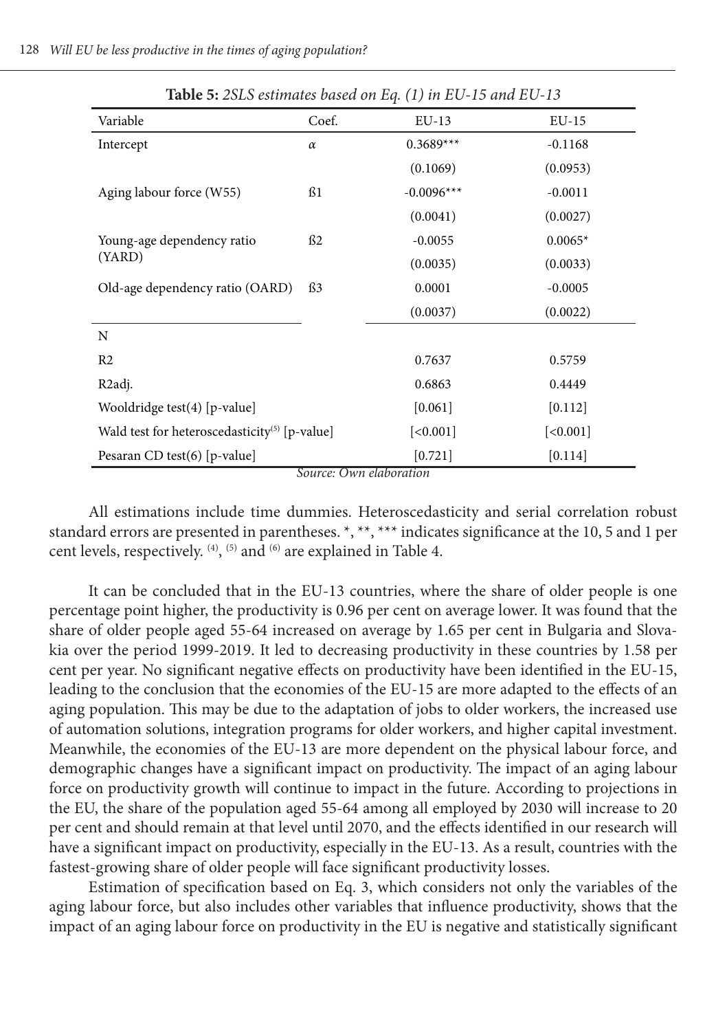**Table 5:** *2SLS estimates based on Eq. (1) in EU-15 and EU-13*

| Variable | Coef. | EU-13 | EU-15 |
|---|---|---|---|
| Intercept | $\alpha$ | 0.3689*** | -0.1168 |
| | | (0.1069) | (0.0953) |
| Aging labour force (W55) | ß1 | -0.0096*** | -0.0011 |
| | | (0.0041) | (0.0027) |
| Young-age dependency ratio (YARD) | ß2 | -0.0055 | 0.0065* |
| | | (0.0035) | (0.0033) |
| Old-age dependency ratio (OARD) | ß3 | 0.0001 | -0.0005 |
| | | (0.0037) | (0.0022) |
| N | | | |
| R2 | | 0.7637 | 0.5759 |
| R2adj. | | 0.6863 | 0.4449 |
| Wooldridge test(4) [p-value] | | [0.061] | [0.112] |
| Wald test for heteroscedasticity(5) [p-value] | | [<0.001] | [<0.001] |
| Pesaran CD test(6) [p-value] | | [0.721] | [0.114] |

*Source: Own elaboration*

All estimations include time dummies. Heteroscedasticity and serial correlation robust standard errors are presented in parentheses. *, **, *** indicates significance at the 10, 5 and 1 per cent levels, respectively. (4), (5) and (6) are explained in Table 4.

It can be concluded that in the EU-13 countries, where the share of older people is one percentage point higher, the productivity is 0.96 per cent on average lower. It was found that the share of older people aged 55-64 increased on average by 1.65 per cent in Bulgaria and Slovakia over the period 1999-2019. It led to decreasing productivity in these countries by 1.58 per cent per year. No significant negative effects on productivity have been identified in the EU-15, leading to the conclusion that the economies of the EU-15 are more adapted to the effects of an aging population. This may be due to the adaptation of jobs to older workers, the increased use of automation solutions, integration programs for older workers, and higher capital investment. Meanwhile, the economies of the EU-13 are more dependent on the physical labour force, and demographic changes have a significant impact on productivity. The impact of an aging labour force on productivity growth will continue to impact in the future. According to projections in the EU, the share of the population aged 55-64 among all employed by 2030 will increase to 20 per cent and should remain at that level until 2070, and the effects identified in our research will have a significant impact on productivity, especially in the EU-13. As a result, countries with the fastest-growing share of older people will face significant productivity losses.

Estimation of specification based on Eq. 3, which considers not only the variables of the aging labour force, but also includes other variables that influence productivity, shows that the impact of an aging labour force on productivity in the EU is negative and statistically significant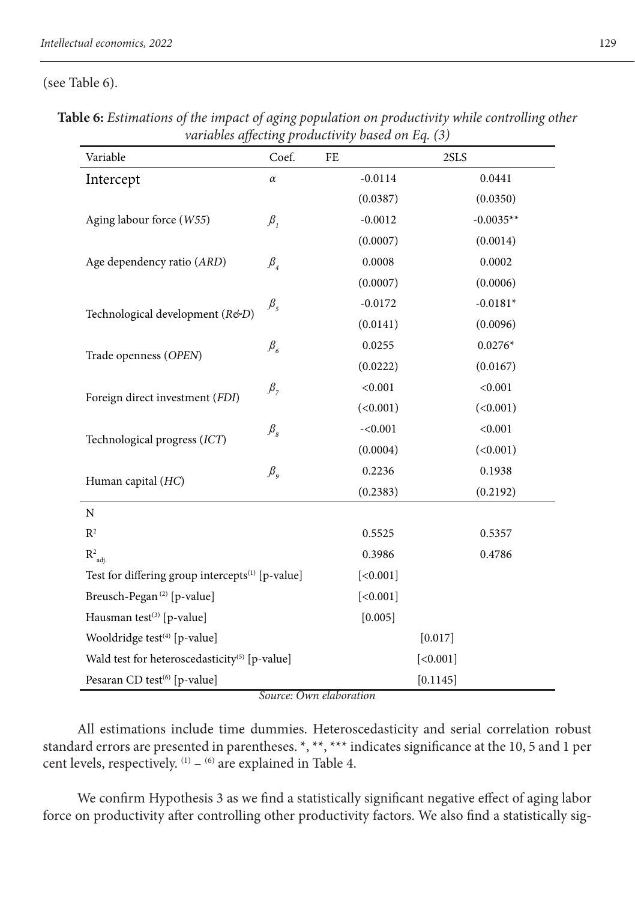(see Table 6).

**Table 6:** *Estimations of the impact of aging population on productivity while controlling other variables affecting productivity based on Eq. (3)*

| Variable | Coef. | FE | 2SLS |
|---|---|---|---|
| Intercept | $\alpha$ | -0.0114 | 0.0441 |
| | | (0.0387) | (0.0350) |
| Aging labour force (*W55*) | $\beta_1$ | -0.0012 | -0.0035** |
| | | (0.0007) | (0.0014) |
| Age dependency ratio (*ARD*) | $\beta_4$ | 0.0008 | 0.0002 |
| | | (0.0007) | (0.0006) |
| Technological development (*R&D*) | $\beta_5$ | -0.0172 | -0.0181* |
| | | (0.0141) | (0.0096) |
| Trade openness (*OPEN*) | $\beta_6$ | 0.0255 | 0.0276* |
| | | (0.0222) | (0.0167) |
| Foreign direct investment (*FDI*) | $\beta_7$ | <0.001 | <0.001 |
| | | (<0.001) | (<0.001) |
| Technological progress (*ICT*) | $\beta_8$ | -<0.001 | <0.001 |
| | | (0.0004) | (<0.001) |
| Human capital (*HC*) | $\beta_9$ | 0.2236 | 0.1938 |
| | | (0.2383) | (0.2192) |
| N | | | |
| $R^2$ | | 0.5525 | 0.5357 |
| $R^2_{adj.}$ | | 0.3986 | 0.4786 |
| Test for differing group intercepts[(1)] [p-value] | | [<0.001] | |
| Breusch-Pegan[(2)] [p-value] | | [<0.001] | |
| Hausman test[(3)] [p-value] | | [0.005] | |
| Wooldridge test[(4)] [p-value] | | [0.017] | |
| Wald test for heteroscedasticity[(5)] [p-value] | | [<0.001] | |
| Pesaran CD test[(6)] [p-value] | | [0.1145] | |

*Source: Own elaboration*

All estimations include time dummies. Heteroscedasticity and serial correlation robust standard errors are presented in parentheses. *, **, *** indicates significance at the 10, 5 and 1 per cent levels, respectively. [(1)] – [(6)] are explained in Table 4.

We confirm Hypothesis 3 as we find a statistically significant negative effect of aging labor force on productivity after controlling other productivity factors. We also find a statistically sig-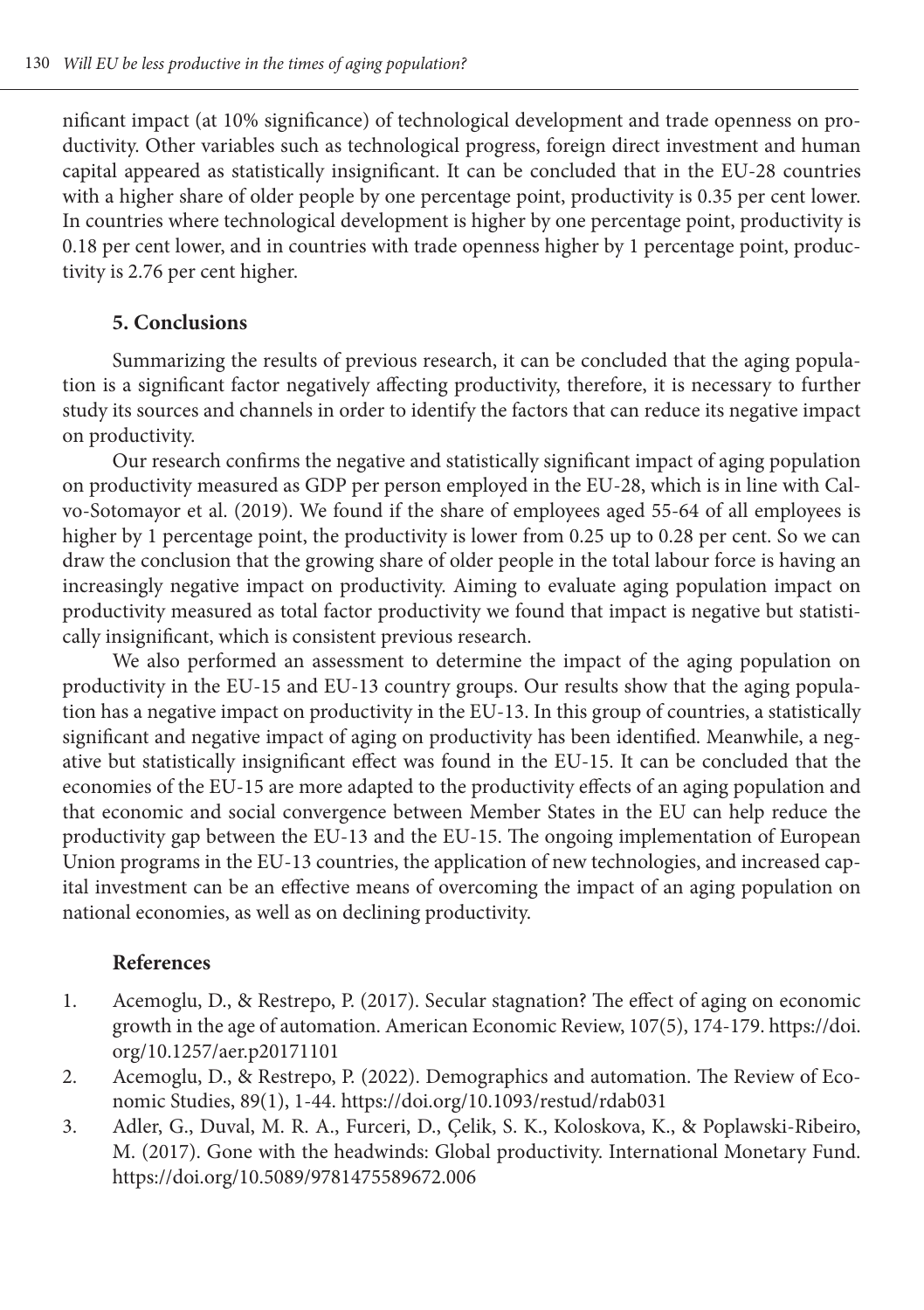nificant impact (at 10% significance) of technological development and trade openness on productivity. Other variables such as technological progress, foreign direct investment and human capital appeared as statistically insignificant. It can be concluded that in the EU-28 countries with a higher share of older people by one percentage point, productivity is 0.35 per cent lower. In countries where technological development is higher by one percentage point, productivity is 0.18 per cent lower, and in countries with trade openness higher by 1 percentage point, productivity is 2.76 per cent higher.

## 5. Conclusions

Summarizing the results of previous research, it can be concluded that the aging population is a significant factor negatively affecting productivity, therefore, it is necessary to further study its sources and channels in order to identify the factors that can reduce its negative impact on productivity.

Our research confirms the negative and statistically significant impact of aging population on productivity measured as GDP per person employed in the EU-28, which is in line with Calvo-Sotomayor et al. (2019). We found if the share of employees aged 55-64 of all employees is higher by 1 percentage point, the productivity is lower from 0.25 up to 0.28 per cent. So we can draw the conclusion that the growing share of older people in the total labour force is having an increasingly negative impact on productivity. Aiming to evaluate aging population impact on productivity measured as total factor productivity we found that impact is negative but statistically insignificant, which is consistent previous research.

We also performed an assessment to determine the impact of the aging population on productivity in the EU-15 and EU-13 country groups. Our results show that the aging population has a negative impact on productivity in the EU-13. In this group of countries, a statistically significant and negative impact of aging on productivity has been identified. Meanwhile, a negative but statistically insignificant effect was found in the EU-15. It can be concluded that the economies of the EU-15 are more adapted to the productivity effects of an aging population and that economic and social convergence between Member States in the EU can help reduce the productivity gap between the EU-13 and the EU-15. The ongoing implementation of European Union programs in the EU-13 countries, the application of new technologies, and increased capital investment can be an effective means of overcoming the impact of an aging population on national economies, as well as on declining productivity.

## References

1. Acemoglu, D., & Restrepo, P. (2017). Secular stagnation? The effect of aging on economic growth in the age of automation. American Economic Review, 107(5), 174-179. https://doi.org/10.1257/aer.p20171101
2. Acemoglu, D., & Restrepo, P. (2022). Demographics and automation. The Review of Economic Studies, 89(1), 1-44. https://doi.org/10.1093/restud/rdab031
3. Adler, G., Duval, M. R. A., Furceri, D., Çelik, S. K., Koloskova, K., & Poplawski-Ribeiro, M. (2017). Gone with the headwinds: Global productivity. International Monetary Fund. https://doi.org/10.5089/9781475589672.006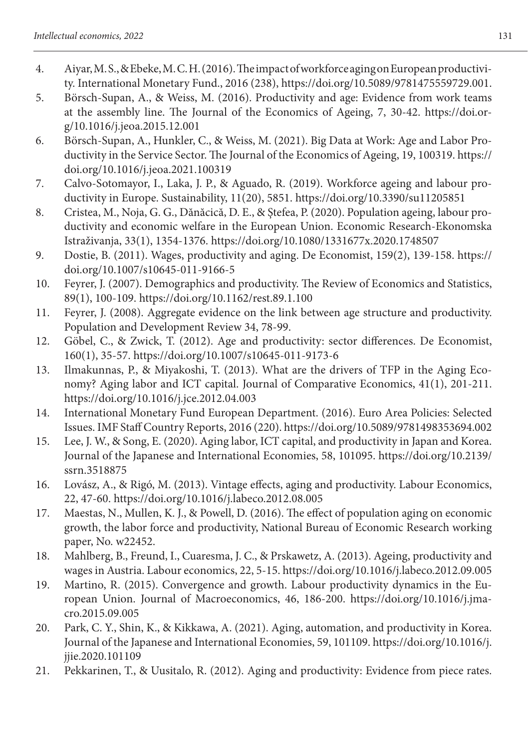4. Aiyar, M. S., & Ebeke, M. C. H. (2016). The impact of workforce aging on European productivity. International Monetary Fund., 2016 (238), https://doi.org/10.5089/9781475559729.001.
5. Börsch-Supan, A., & Weiss, M. (2016). Productivity and age: Evidence from work teams at the assembly line. The Journal of the Economics of Ageing, 7, 30-42. https://doi.org/10.1016/j.jeoa.2015.12.001
6. Börsch-Supan, A., Hunkler, C., & Weiss, M. (2021). Big Data at Work: Age and Labor Productivity in the Service Sector. The Journal of the Economics of Ageing, 19, 100319. https://doi.org/10.1016/j.jeoa.2021.100319
7. Calvo-Sotomayor, I., Laka, J. P., & Aguado, R. (2019). Workforce ageing and labour productivity in Europe. Sustainability, 11(20), 5851. https://doi.org/10.3390/su11205851
8. Cristea, M., Noja, G. G., Dănăcică, D. E., & Ştefea, P. (2020). Population ageing, labour productivity and economic welfare in the European Union. Economic Research-Ekonomska Istraživanja, 33(1), 1354-1376. https://doi.org/10.1080/1331677x.2020.1748507
9. Dostie, B. (2011). Wages, productivity and aging. De Economist, 159(2), 139-158. https://doi.org/10.1007/s10645-011-9166-5
10. Feyrer, J. (2007). Demographics and productivity. The Review of Economics and Statistics, 89(1), 100-109. https://doi.org/10.1162/rest.89.1.100
11. Feyrer, J. (2008). Aggregate evidence on the link between age structure and productivity. Population and Development Review 34, 78-99.
12. Göbel, C., & Zwick, T. (2012). Age and productivity: sector differences. De Economist, 160(1), 35-57. https://doi.org/10.1007/s10645-011-9173-6
13. Ilmakunnas, P., & Miyakoshi, T. (2013). What are the drivers of TFP in the Aging Economy? Aging labor and ICT capital. Journal of Comparative Economics, 41(1), 201-211. https://doi.org/10.1016/j.jce.2012.04.003
14. International Monetary Fund European Department. (2016). Euro Area Policies: Selected Issues. IMF Staff Country Reports, 2016 (220). https://doi.org/10.5089/9781498353694.002
15. Lee, J. W., & Song, E. (2020). Aging labor, ICT capital, and productivity in Japan and Korea. Journal of the Japanese and International Economies, 58, 101095. https://doi.org/10.2139/ssrn.3518875
16. Lovász, A., & Rigó, M. (2013). Vintage effects, aging and productivity. Labour Economics, 22, 47-60. https://doi.org/10.1016/j.labeco.2012.08.005
17. Maestas, N., Mullen, K. J., & Powell, D. (2016). The effect of population aging on economic growth, the labor force and productivity, National Bureau of Economic Research working paper, No. w22452.
18. Mahlberg, B., Freund, I., Cuaresma, J. C., & Prskawetz, A. (2013). Ageing, productivity and wages in Austria. Labour economics, 22, 5-15. https://doi.org/10.1016/j.labeco.2012.09.005
19. Martino, R. (2015). Convergence and growth. Labour productivity dynamics in the European Union. Journal of Macroeconomics, 46, 186-200. https://doi.org/10.1016/j.jmacro.2015.09.005
20. Park, C. Y., Shin, K., & Kikkawa, A. (2021). Aging, automation, and productivity in Korea. Journal of the Japanese and International Economies, 59, 101109. https://doi.org/10.1016/j.jjie.2020.101109
21. Pekkarinen, T., & Uusitalo, R. (2012). Aging and productivity: Evidence from piece rates.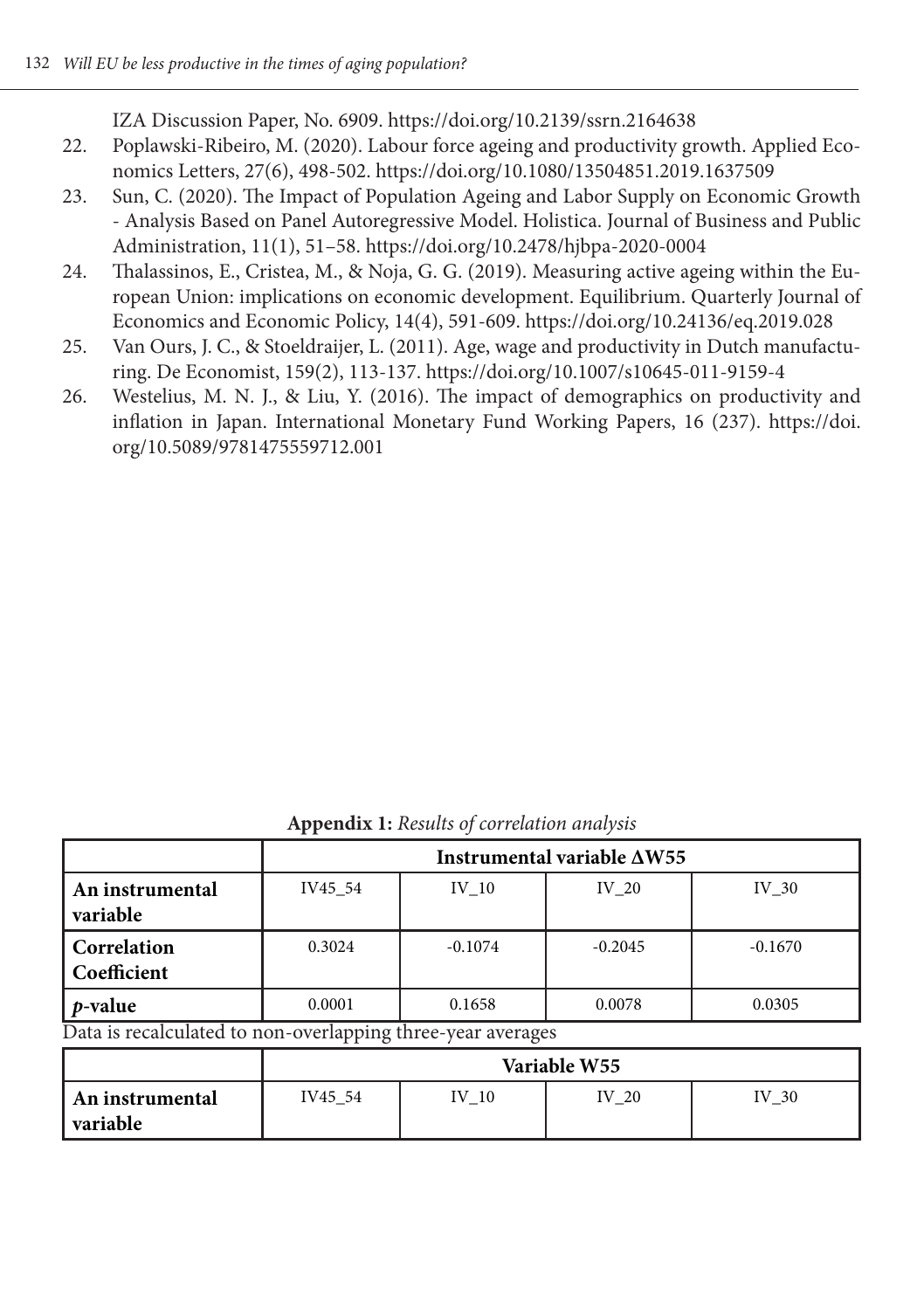IZA Discussion Paper, No. 6909. https://doi.org/10.2139/ssrn.2164638

22. Poplawski-Ribeiro, M. (2020). Labour force ageing and productivity growth. Applied Economics Letters, 27(6), 498-502. https://doi.org/10.1080/13504851.2019.1637509
23. Sun, C. (2020). The Impact of Population Ageing and Labor Supply on Economic Growth - Analysis Based on Panel Autoregressive Model. Holistica. Journal of Business and Public Administration, 11(1), 51–58. https://doi.org/10.2478/hjbpa-2020-0004
24. Thalassinos, E., Cristea, M., & Noja, G. G. (2019). Measuring active ageing within the European Union: implications on economic development. Equilibrium. Quarterly Journal of Economics and Economic Policy, 14(4), 591-609. https://doi.org/10.24136/eq.2019.028
25. Van Ours, J. C., & Stoeldraijer, L. (2011). Age, wage and productivity in Dutch manufacturing. De Economist, 159(2), 113-137. https://doi.org/10.1007/s10645-011-9159-4
26. Westelius, M. N. J., & Liu, Y. (2016). The impact of demographics on productivity and inflation in Japan. International Monetary Fund Working Papers, 16 (237). https://doi.org/10.5089/9781475559712.001

**Appendix 1:** *Results of correlation analysis*

| | Instrumental variable ΔW55 | | | |
|---|---|---|---|---|
| **An instrumental variable** | IV45_54 | IV_10 | IV_20 | IV_30 |
| **Correlation Coefficient** | 0.3024 | -0.1074 | -0.2045 | -0.1670 |
| ***p*-value** | 0.0001 | 0.1658 | 0.0078 | 0.0305 |

Data is recalculated to non-overlapping three-year averages

| | Variable W55 | | | |
|---|---|---|---|---|
| **An instrumental variable** | IV45_54 | IV_10 | IV_20 | IV_30 |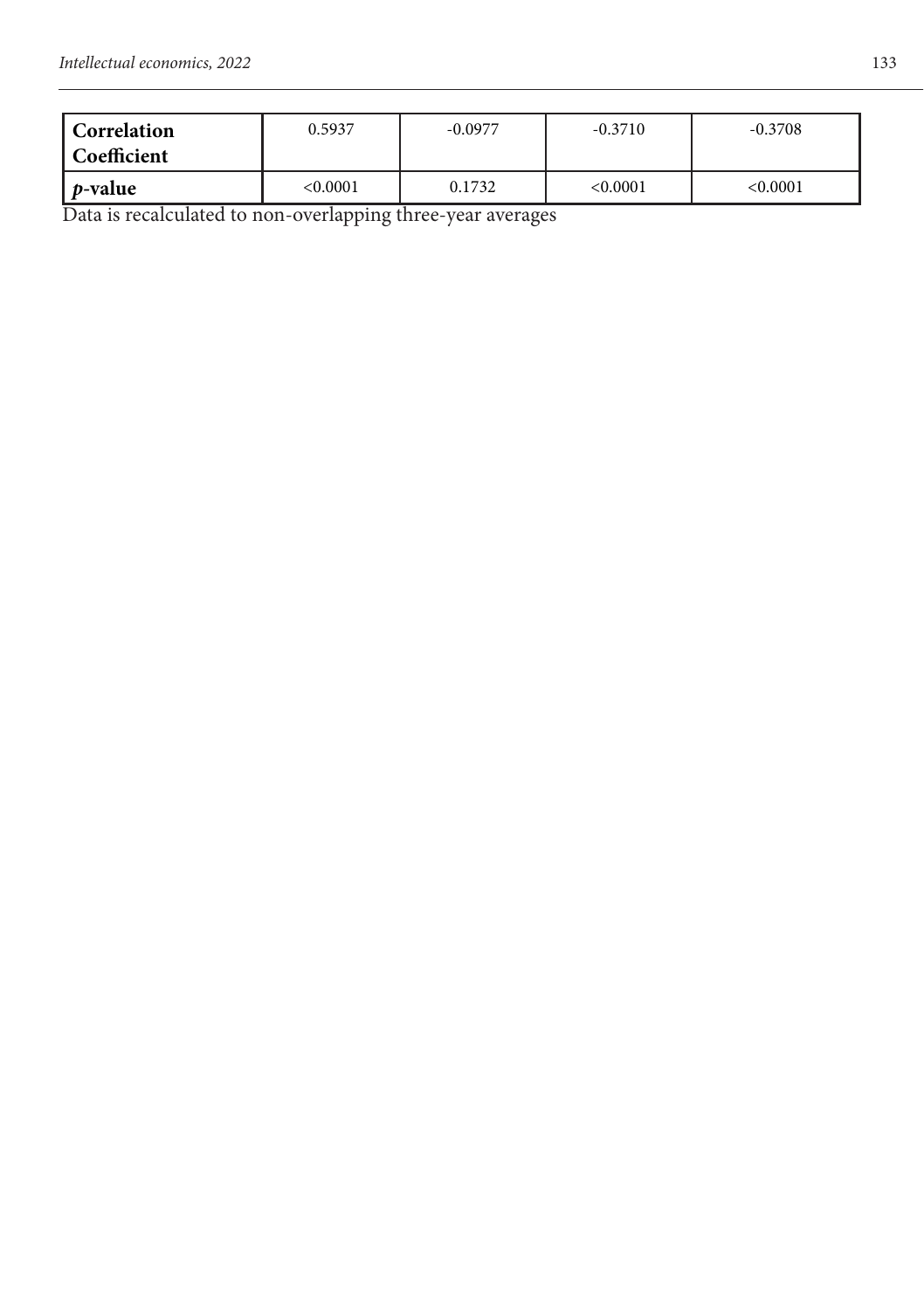| | | | | |
|---|---|---|---|---|
| **Correlation Coefficient** | 0.5937 | -0.0977 | -0.3710 | -0.3708 |
| ***p*-value** | <0.0001 | 0.1732 | <0.0001 | <0.0001 |

Data is recalculated to non-overlapping three-year averages